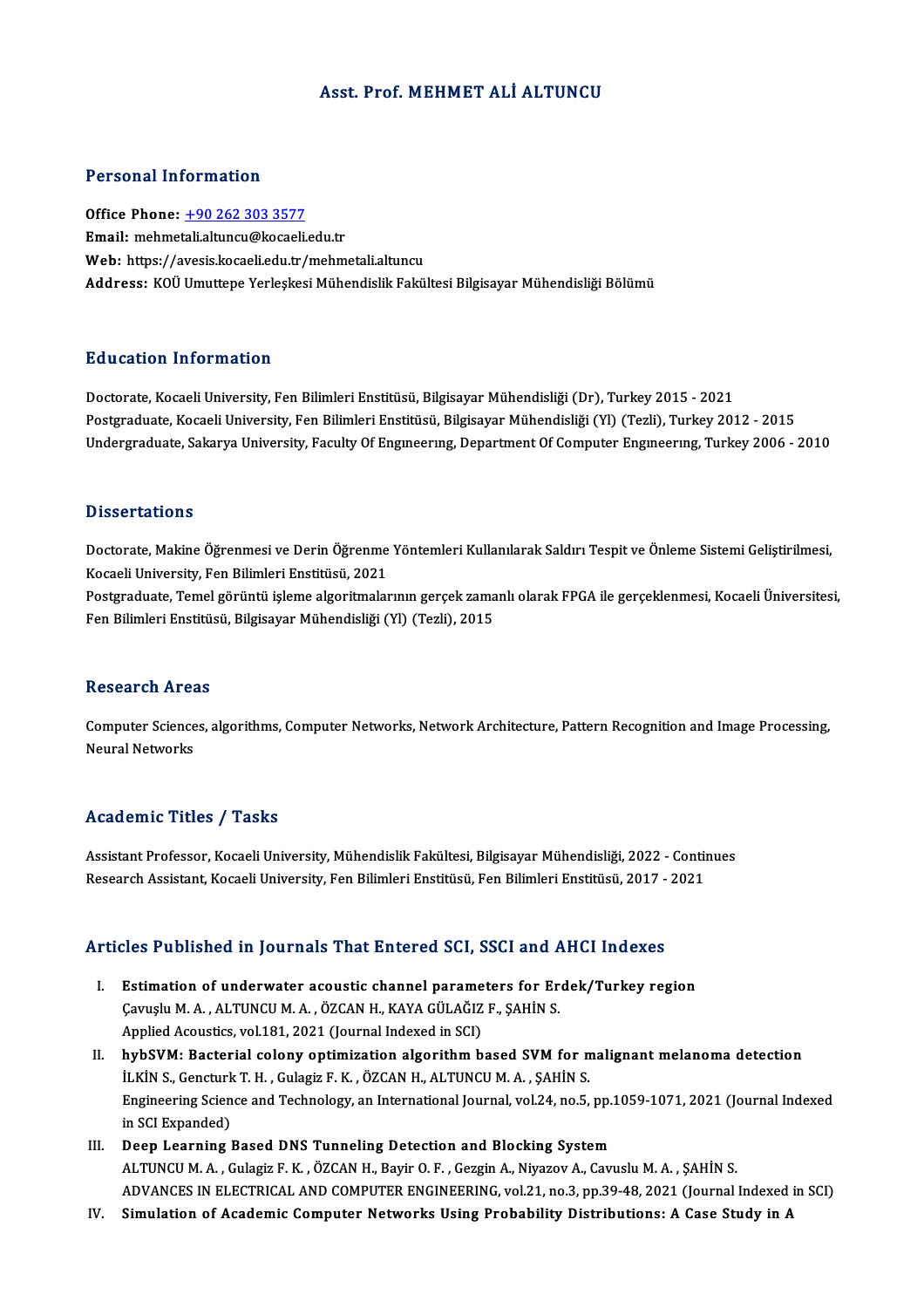# Asst. Prof. MEHMET ALİ ALTUNCU

## Personal Information

**Office Phone:** +90 262 303 3577
**Email:** mehmetali.altuncu@kocaeli.edu.tr
**Web:** https://avesis.kocaeli.edu.tr/mehmetali.altuncu
**Address:** KOÜ Umuttepe Yerleşkesi Mühendislik Fakültesi Bilgisayar Mühendisliği Bölümü

## Education Information

Doctorate, Kocaeli University, Fen Bilimleri Enstitüsü, Bilgisayar Mühendisliği (Dr), Turkey 2015 - 2021
Postgraduate, Kocaeli University, Fen Bilimleri Enstitüsü, Bilgisayar Mühendisliği (Yl) (Tezli), Turkey 2012 - 2015
Undergraduate, Sakarya University, Faculty Of Engıneerıng, Department Of Computer Engıneerıng, Turkey 2006 - 2010

## Dissertations

Doctorate, Makine Öğrenmesi ve Derin Öğrenme Yöntemleri Kullanılarak Saldırı Tespit ve Önleme Sistemi Geliştirilmesi, Kocaeli University, Fen Bilimleri Enstitüsü, 2021
Postgraduate, Temel görüntü işleme algoritmalarının gerçek zamanlı olarak FPGA ile gerçeklenmesi, Kocaeli Üniversitesi, Fen Bilimleri Enstitüsü, Bilgisayar Mühendisliği (Yl) (Tezli), 2015

## Research Areas

Computer Sciences, algorithms, Computer Networks, Network Architecture, Pattern Recognition and Image Processing, Neural Networks

## Academic Titles / Tasks

Assistant Professor, Kocaeli University, Mühendislik Fakültesi, Bilgisayar Mühendisliği, 2022 - Continues
Research Assistant, Kocaeli University, Fen Bilimleri Enstitüsü, Fen Bilimleri Enstitüsü, 2017 - 2021

## Articles Published in Journals That Entered SCI, SSCI and AHCI Indexes

I. **Estimation of underwater acoustic channel parameters for Erdek/Turkey region**
Çavuşlu M. A. , ALTUNCU M. A. , ÖZCAN H., KAYA GÜLAĞIZ F., ŞAHİN S.
Applied Acoustics, vol.181, 2021 (Journal Indexed in SCI)

II. **hybSVM: Bacterial colony optimization algorithm based SVM for malignant melanoma detection**
İLKİN S., Gencturk T. H. , Gulagiz F. K. , ÖZCAN H., ALTUNCU M. A. , ŞAHİN S.
Engineering Science and Technology, an International Journal, vol.24, no.5, pp.1059-1071, 2021 (Journal Indexed in SCI Expanded)

III. **Deep Learning Based DNS Tunneling Detection and Blocking System**
ALTUNCU M. A. , Gulagiz F. K. , ÖZCAN H., Bayir O. F. , Gezgin A., Niyazov A., Cavuslu M. A. , ŞAHİN S.
ADVANCES IN ELECTRICAL AND COMPUTER ENGINEERING, vol.21, no.3, pp.39-48, 2021 (Journal Indexed in SCI)

IV. **Simulation of Academic Computer Networks Using Probability Distributions: A Case Study in A**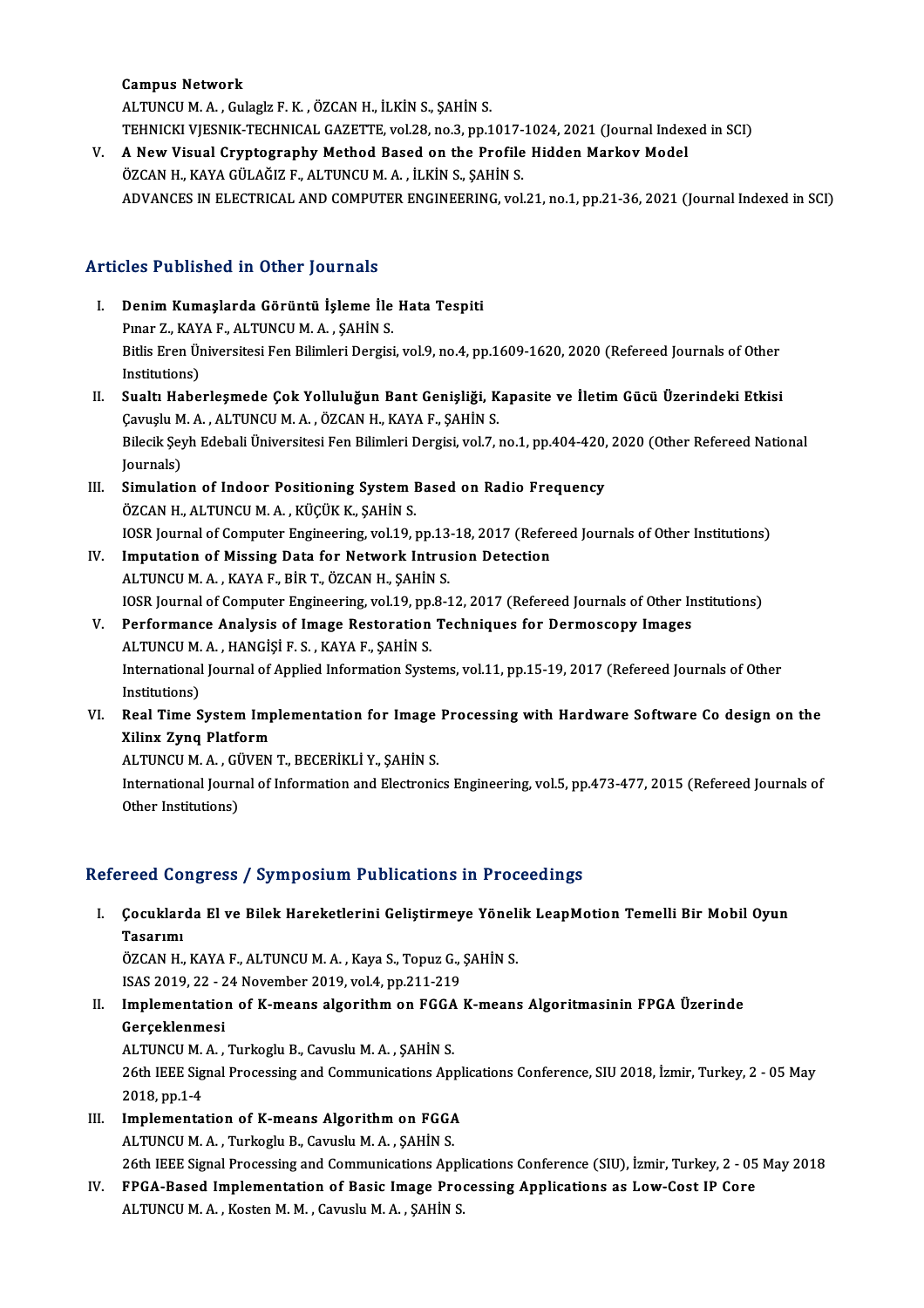Campus Network
ALTUNCU M. A. , Gulaglz F. K. , ÖZCAN H., İLKİN S., ŞAHİN S.
TEHNICKI VJESNIK-TECHNICAL GAZETTE, vol.28, no.3, pp.1017-1024, 2021 (Journal Indexed in SCI)

V. **A New Visual Cryptography Method Based on the Profile Hidden Markov Model**
ÖZCAN H., KAYA GÜLAĞIZ F., ALTUNCU M. A. , İLKİN S., ŞAHİN S.
ADVANCES IN ELECTRICAL AND COMPUTER ENGINEERING, vol.21, no.1, pp.21-36, 2021 (Journal Indexed in SCI)

## Articles Published in Other Journals

I. **Denim Kumaşlarda Görüntü İşleme İle Hata Tespiti**
Pınar Z., KAYA F., ALTUNCU M. A. , ŞAHİN S.
Bitlis Eren Üniversitesi Fen Bilimleri Dergisi, vol.9, no.4, pp.1609-1620, 2020 (Refereed Journals of Other Institutions)

II. **Sualtı Haberleşmede Çok Yolluluğun Bant Genişliği, Kapasite ve İletim Gücü Üzerindeki Etkisi**
Çavuşlu M. A. , ALTUNCU M. A. , ÖZCAN H., KAYA F., ŞAHİN S.
Bilecik Şeyh Edebali Üniversitesi Fen Bilimleri Dergisi, vol.7, no.1, pp.404-420, 2020 (Other Refereed National Journals)

III. **Simulation of Indoor Positioning System Based on Radio Frequency**
ÖZCAN H., ALTUNCU M. A. , KÜÇÜK K., ŞAHİN S.
IOSR Journal of Computer Engineering, vol.19, pp.13-18, 2017 (Refereed Journals of Other Institutions)

IV. **Imputation of Missing Data for Network Intrusion Detection**
ALTUNCU M. A. , KAYA F., BİR T., ÖZCAN H., ŞAHİN S.
IOSR Journal of Computer Engineering, vol.19, pp.8-12, 2017 (Refereed Journals of Other Institutions)

V. **Performance Analysis of Image Restoration Techniques for Dermoscopy Images**
ALTUNCU M. A. , HANGİŞİ F. S. , KAYA F., ŞAHİN S.
International Journal of Applied Information Systems, vol.11, pp.15-19, 2017 (Refereed Journals of Other Institutions)

VI. **Real Time System Implementation for Image Processing with Hardware Software Co design on the Xilinx Zynq Platform**
ALTUNCU M. A. , GÜVEN T., BECERİKLİ Y., ŞAHİN S.
International Journal of Information and Electronics Engineering, vol.5, pp.473-477, 2015 (Refereed Journals of Other Institutions)

## Refereed Congress / Symposium Publications in Proceedings

I. **Çocuklarda El ve Bilek Hareketlerini Geliştirmeye Yönelik LeapMotion Temelli Bir Mobil Oyun Tasarımı**
ÖZCAN H., KAYA F., ALTUNCU M. A. , Kaya S., Topuz G., ŞAHİN S.
ISAS 2019, 22 - 24 November 2019, vol.4, pp.211-219

II. **Implementation of K-means algorithm on FGGA K-means Algoritmasinin FPGA Üzerinde Gerçeklenmesi**
ALTUNCU M. A. , Turkoglu B., Cavuslu M. A. , ŞAHİN S.
26th IEEE Signal Processing and Communications Applications Conference, SIU 2018, İzmir, Turkey, 2 - 05 May 2018, pp.1-4

III. **Implementation of K-means Algorithm on FGGA**
ALTUNCU M. A. , Turkoglu B., Cavuslu M. A. , ŞAHİN S.
26th IEEE Signal Processing and Communications Applications Conference (SIU), İzmir, Turkey, 2 - 05 May 2018

IV. **FPGA-Based Implementation of Basic Image Processing Applications as Low-Cost IP Core**
ALTUNCU M. A. , Kosten M. M. , Cavuslu M. A. , ŞAHİN S.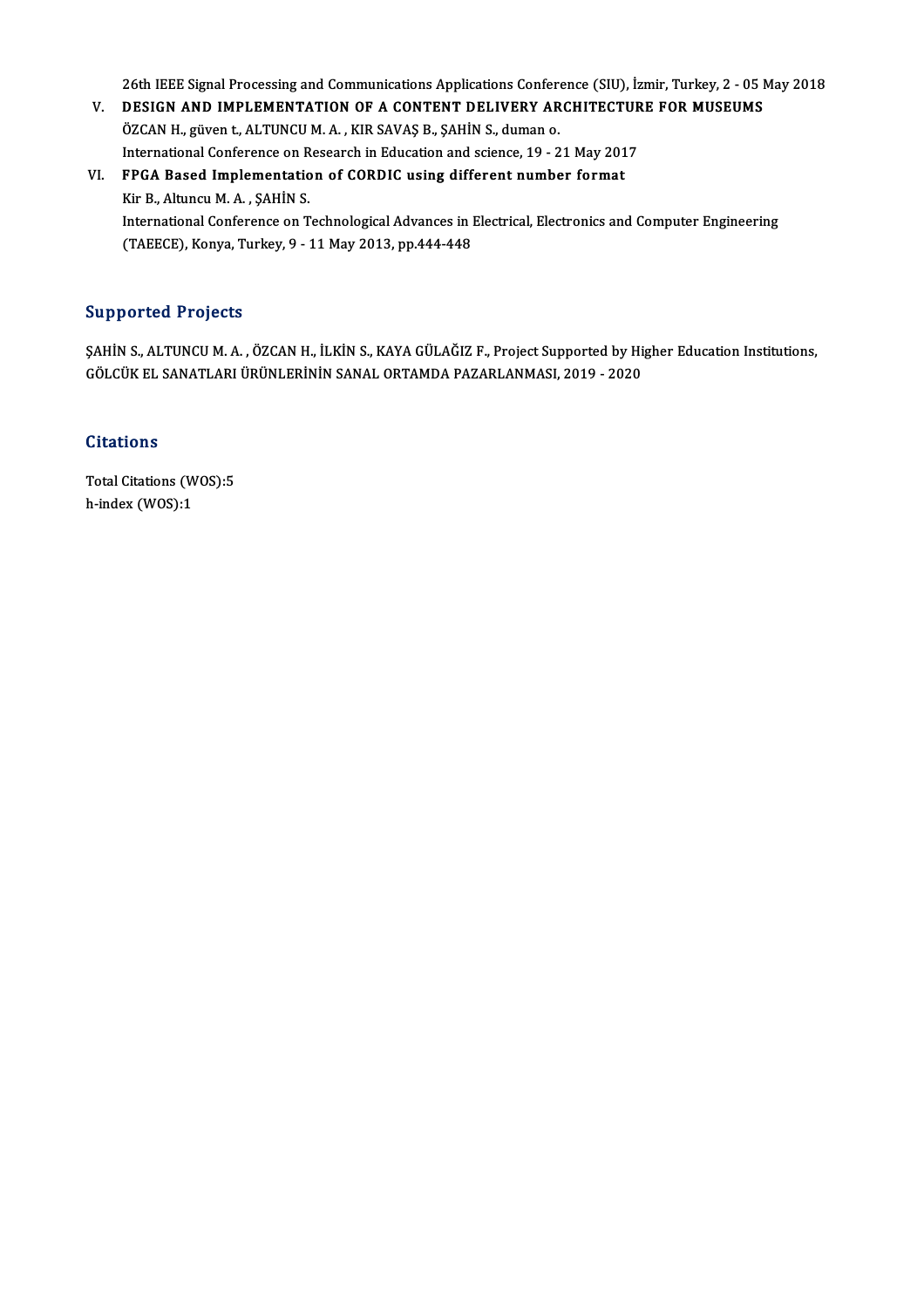26th IEEE Signal Processing and Communications Applications Conference (SIU), İzmir, Turkey, 2 - 05 May 2018

V. **DESIGN AND IMPLEMENTATION OF A CONTENT DELIVERY ARCHITECTURE FOR MUSEUMS**
ÖZCAN H., güven t., ALTUNCU M. A. , KIR SAVAŞ B., ŞAHİN S., duman o.
International Conference on Research in Education and science, 19 - 21 May 2017

VI. **FPGA Based Implementation of CORDIC using different number format**
Kir B., Altuncu M. A. , ŞAHİN S.
International Conference on Technological Advances in Electrical, Electronics and Computer Engineering (TAEECE), Konya, Turkey, 9 - 11 May 2013, pp.444-448

## Supported Projects

ŞAHİN S., ALTUNCU M. A. , ÖZCAN H., İLKİN S., KAYA GÜLAĞIZ F., Project Supported by Higher Education Institutions, GÖLCÜK EL SANATLARI ÜRÜNLERİNİN SANAL ORTAMDA PAZARLANMASI, 2019 - 2020

## Citations

Total Citations (WOS):5
h-index (WOS):1